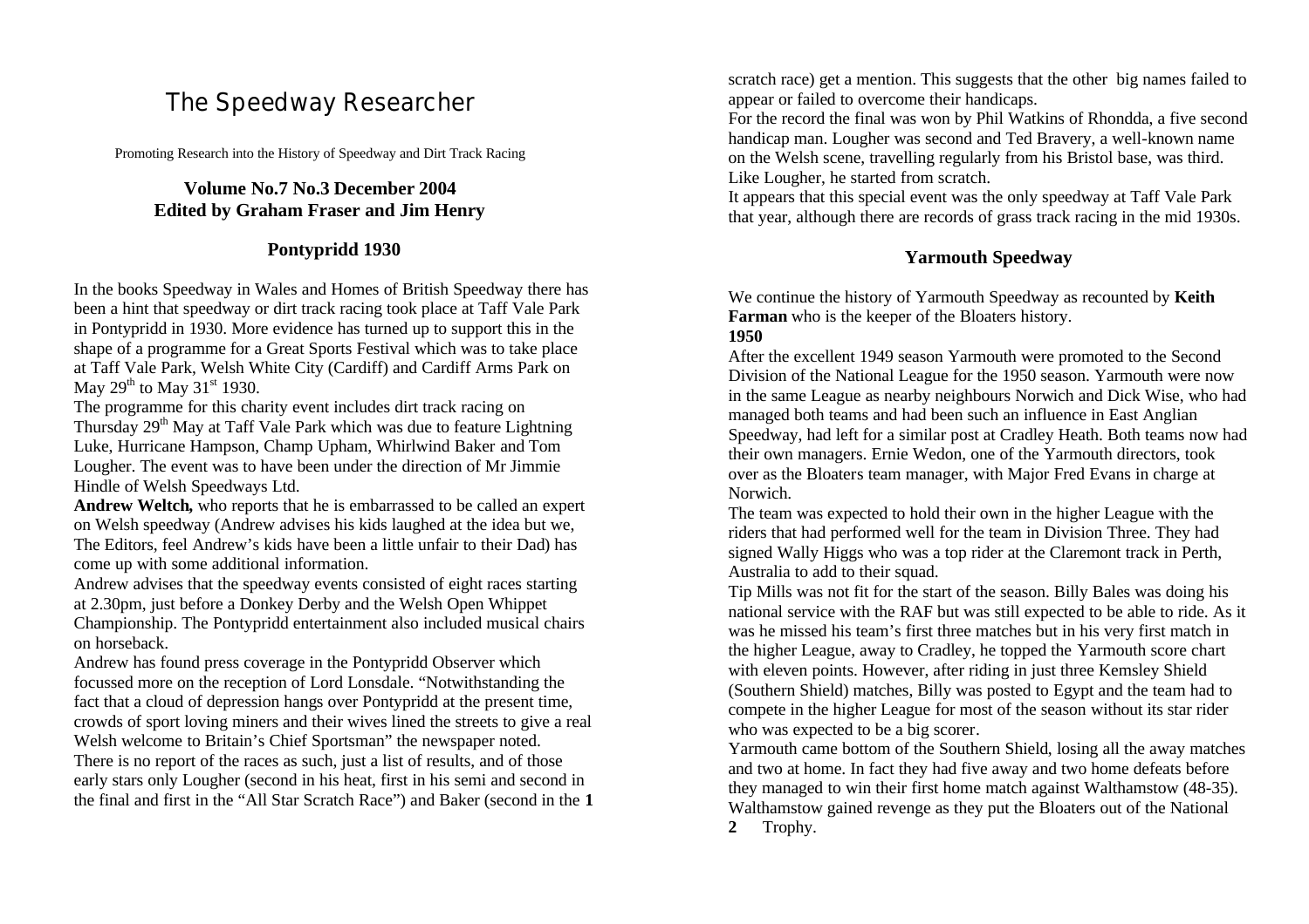# The Speedway Researcher

Promoting Research into the History of Speedway and Dirt Track Racing

**Volume No.7 No.3 December 2004**
**Edited by Graham Fraser and Jim Henry**

## Pontypridd 1930

In the books Speedway in Wales and Homes of British Speedway there has been a hint that speedway or dirt track racing took place at Taff Vale Park in Pontypridd in 1930. More evidence has turned up to support this in the shape of a programme for a Great Sports Festival which was to take place at Taff Vale Park, Welsh White City (Cardiff) and Cardiff Arms Park on May 29th to May 31st 1930.

The programme for this charity event includes dirt track racing on Thursday 29th May at Taff Vale Park which was due to feature Lightning Luke, Hurricane Hampson, Champ Upham, Whirlwind Baker and Tom Lougher. The event was to have been under the direction of Mr Jimmie Hindle of Welsh Speedways Ltd.

**Andrew Weltch,** who reports that he is embarrassed to be called an expert on Welsh speedway (Andrew advises his kids laughed at the idea but we, The Editors, feel Andrew's kids have been a little unfair to their Dad) has come up with some additional information.

Andrew advises that the speedway events consisted of eight races starting at 2.30pm, just before a Donkey Derby and the Welsh Open Whippet Championship. The Pontypridd entertainment also included musical chairs on horseback.

Andrew has found press coverage in the Pontypridd Observer which focussed more on the reception of Lord Lonsdale. "Notwithstanding the fact that a cloud of depression hangs over Pontypridd at the present time, crowds of sport loving miners and their wives lined the streets to give a real Welsh welcome to Britain's Chief Sportsman" the newspaper noted.

There is no report of the races as such, just a list of results, and of those early stars only Lougher (second in his heat, first in his semi and second in the final and first in the "All Star Scratch Race") and Baker (second in the scratch race) get a mention. This suggests that the other big names failed to appear or failed to overcome their handicaps.

For the record the final was won by Phil Watkins of Rhondda, a five second handicap man. Lougher was second and Ted Bravery, a well-known name on the Welsh scene, travelling regularly from his Bristol base, was third. Like Lougher, he started from scratch.

It appears that this special event was the only speedway at Taff Vale Park that year, although there are records of grass track racing in the mid 1930s.

## Yarmouth Speedway

We continue the history of Yarmouth Speedway as recounted by **Keith Farman** who is the keeper of the Bloaters history.

**1950**

After the excellent 1949 season Yarmouth were promoted to the Second Division of the National League for the 1950 season. Yarmouth were now in the same League as nearby neighbours Norwich and Dick Wise, who had managed both teams and had been such an influence in East Anglian Speedway, had left for a similar post at Cradley Heath. Both teams now had their own managers. Ernie Wedon, one of the Yarmouth directors, took over as the Bloaters team manager, with Major Fred Evans in charge at Norwich.

The team was expected to hold their own in the higher League with the riders that had performed well for the team in Division Three. They had signed Wally Higgs who was a top rider at the Claremont track in Perth, Australia to add to their squad.

Tip Mills was not fit for the start of the season. Billy Bales was doing his national service with the RAF but was still expected to be able to ride. As it was he missed his team's first three matches but in his very first match in the higher League, away to Cradley, he topped the Yarmouth score chart with eleven points. However, after riding in just three Kemsley Shield (Southern Shield) matches, Billy was posted to Egypt and the team had to compete in the higher League for most of the season without its star rider who was expected to be a big scorer.

Yarmouth came bottom of the Southern Shield, losing all the away matches and two at home. In fact they had five away and two home defeats before they managed to win their first home match against Walthamstow (48-35). Walthamstow gained revenge as they put the Bloaters out of the National Trophy.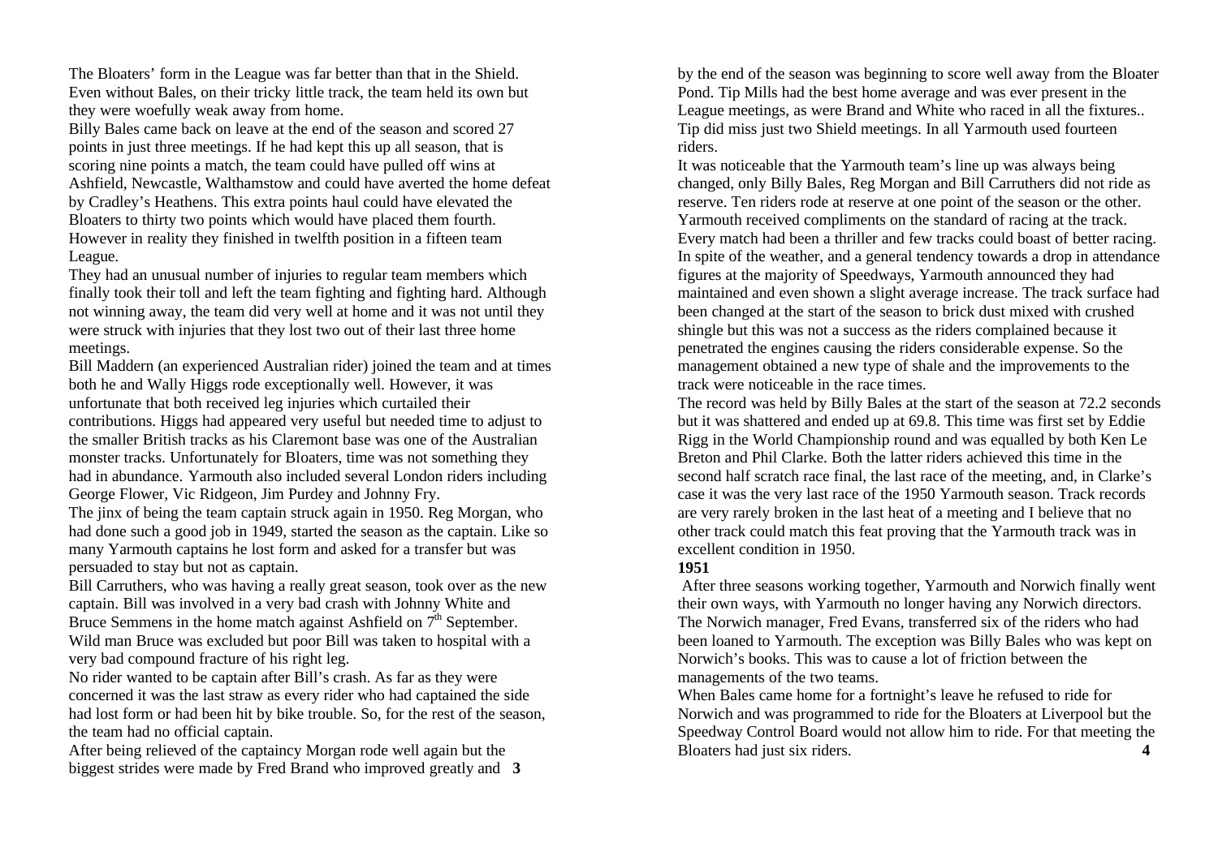The Bloaters' form in the League was far better than that in the Shield. Even without Bales, on their tricky little track, the team held its own but they were woefully weak away from home.

Billy Bales came back on leave at the end of the season and scored 27 points in just three meetings. If he had kept this up all season, that is scoring nine points a match, the team could have pulled off wins at Ashfield, Newcastle, Walthamstow and could have averted the home defeat by Cradley's Heathens. This extra points haul could have elevated the Bloaters to thirty two points which would have placed them fourth. However in reality they finished in twelfth position in a fifteen team League.

They had an unusual number of injuries to regular team members which finally took their toll and left the team fighting and fighting hard. Although not winning away, the team did very well at home and it was not until they were struck with injuries that they lost two out of their last three home meetings.

Bill Maddern (an experienced Australian rider) joined the team and at times both he and Wally Higgs rode exceptionally well. However, it was unfortunate that both received leg injuries which curtailed their contributions. Higgs had appeared very useful but needed time to adjust to the smaller British tracks as his Claremont base was one of the Australian monster tracks. Unfortunately for Bloaters, time was not something they had in abundance. Yarmouth also included several London riders including George Flower, Vic Ridgeon, Jim Purdey and Johnny Fry.

The jinx of being the team captain struck again in 1950. Reg Morgan, who had done such a good job in 1949, started the season as the captain. Like so many Yarmouth captains he lost form and asked for a transfer but was persuaded to stay but not as captain.

Bill Carruthers, who was having a really great season, took over as the new captain. Bill was involved in a very bad crash with Johnny White and Bruce Semmens in the home match against Ashfield on 7th September. Wild man Bruce was excluded but poor Bill was taken to hospital with a very bad compound fracture of his right leg.

No rider wanted to be captain after Bill's crash. As far as they were concerned it was the last straw as every rider who had captained the side had lost form or had been hit by bike trouble. So, for the rest of the season, the team had no official captain.

After being relieved of the captaincy Morgan rode well again but the biggest strides were made by Fred Brand who improved greatly and by the end of the season was beginning to score well away from the Bloater Pond. Tip Mills had the best home average and was ever present in the League meetings, as were Brand and White who raced in all the fixtures.. Tip did miss just two Shield meetings. In all Yarmouth used fourteen riders.

It was noticeable that the Yarmouth team's line up was always being changed, only Billy Bales, Reg Morgan and Bill Carruthers did not ride as reserve. Ten riders rode at reserve at one point of the season or the other.

Yarmouth received compliments on the standard of racing at the track. Every match had been a thriller and few tracks could boast of better racing. In spite of the weather, and a general tendency towards a drop in attendance figures at the majority of Speedways, Yarmouth announced they had maintained and even shown a slight average increase. The track surface had been changed at the start of the season to brick dust mixed with crushed shingle but this was not a success as the riders complained because it penetrated the engines causing the riders considerable expense. So the management obtained a new type of shale and the improvements to the track were noticeable in the race times.

The record was held by Billy Bales at the start of the season at 72.2 seconds but it was shattered and ended up at 69.8. This time was first set by Eddie Rigg in the World Championship round and was equalled by both Ken Le Breton and Phil Clarke. Both the latter riders achieved this time in the second half scratch race final, the last race of the meeting, and, in Clarke's case it was the very last race of the 1950 Yarmouth season. Track records are very rarely broken in the last heat of a meeting and I believe that no other track could match this feat proving that the Yarmouth track was in excellent condition in 1950.

**1951**

After three seasons working together, Yarmouth and Norwich finally went their own ways, with Yarmouth no longer having any Norwich directors. The Norwich manager, Fred Evans, transferred six of the riders who had been loaned to Yarmouth. The exception was Billy Bales who was kept on Norwich's books. This was to cause a lot of friction between the managements of the two teams.

When Bales came home for a fortnight's leave he refused to ride for Norwich and was programmed to ride for the Bloaters at Liverpool but the Speedway Control Board would not allow him to ride. For that meeting the Bloaters had just six riders.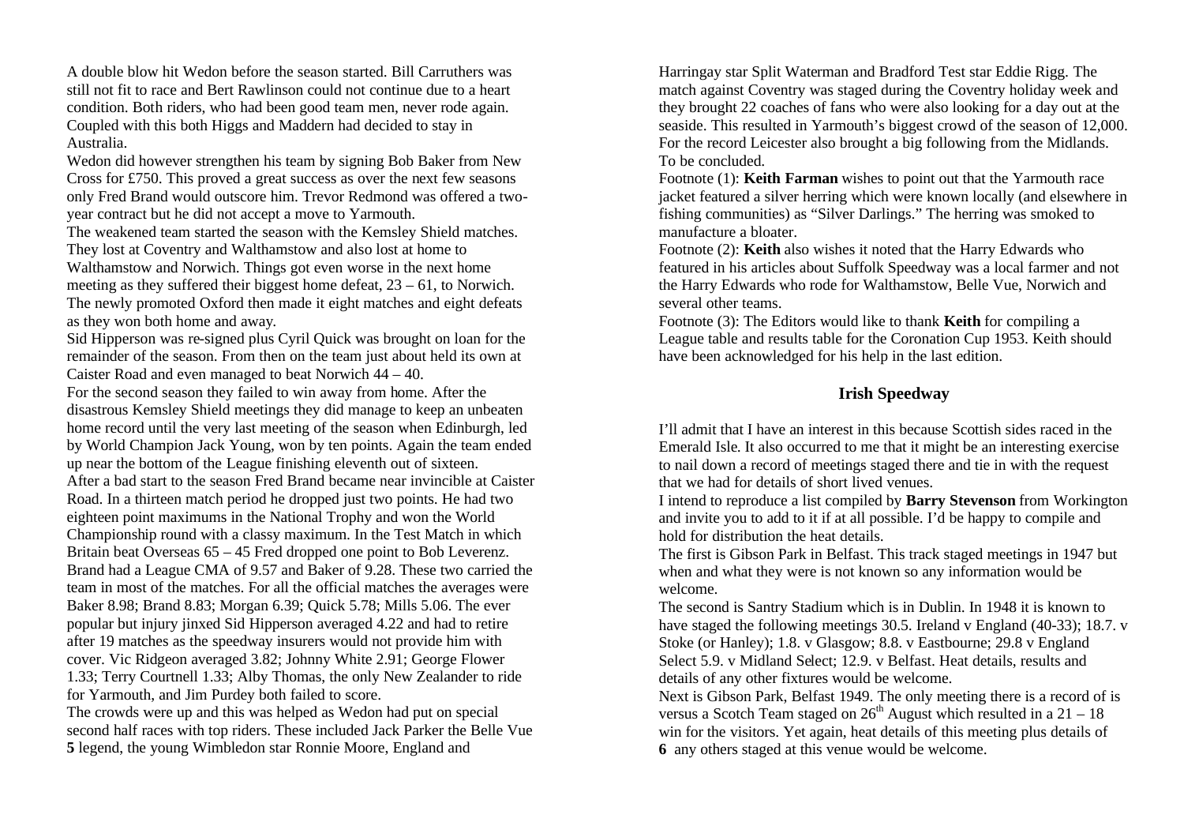A double blow hit Wedon before the season started. Bill Carruthers was still not fit to race and Bert Rawlinson could not continue due to a heart condition. Both riders, who had been good team men, never rode again. Coupled with this both Higgs and Maddern had decided to stay in Australia.

Wedon did however strengthen his team by signing Bob Baker from New Cross for £750. This proved a great success as over the next few seasons only Fred Brand would outscore him. Trevor Redmond was offered a two-year contract but he did not accept a move to Yarmouth.

The weakened team started the season with the Kemsley Shield matches. They lost at Coventry and Walthamstow and also lost at home to Walthamstow and Norwich. Things got even worse in the next home meeting as they suffered their biggest home defeat, 23 – 61, to Norwich. The newly promoted Oxford then made it eight matches and eight defeats as they won both home and away.

Sid Hipperson was re-signed plus Cyril Quick was brought on loan for the remainder of the season. From then on the team just about held its own at Caister Road and even managed to beat Norwich 44 – 40.

For the second season they failed to win away from home. After the disastrous Kemsley Shield meetings they did manage to keep an unbeaten home record until the very last meeting of the season when Edinburgh, led by World Champion Jack Young, won by ten points. Again the team ended up near the bottom of the League finishing eleventh out of sixteen.

After a bad start to the season Fred Brand became near invincible at Caister Road. In a thirteen match period he dropped just two points. He had two eighteen point maximums in the National Trophy and won the World Championship round with a classy maximum. In the Test Match in which Britain beat Overseas 65 – 45 Fred dropped one point to Bob Leverenz. Brand had a League CMA of 9.57 and Baker of 9.28. These two carried the team in most of the matches. For all the official matches the averages were Baker 8.98; Brand 8.83; Morgan 6.39; Quick 5.78; Mills 5.06. The ever popular but injury jinxed Sid Hipperson averaged 4.22 and had to retire after 19 matches as the speedway insurers would not provide him with cover. Vic Ridgeon averaged 3.82; Johnny White 2.91; George Flower 1.33; Terry Courtnell 1.33; Alby Thomas, the only New Zealander to ride for Yarmouth, and Jim Purdey both failed to score.

The crowds were up and this was helped as Wedon had put on special second half races with top riders. These included Jack Parker the Belle Vue legend, the young Wimbledon star Ronnie Moore, England and Harringay star Split Waterman and Bradford Test star Eddie Rigg. The match against Coventry was staged during the Coventry holiday week and they brought 22 coaches of fans who were also looking for a day out at the seaside. This resulted in Yarmouth's biggest crowd of the season of 12,000. For the record Leicester also brought a big following from the Midlands.

To be concluded.

Footnote (1): **Keith Farman** wishes to point out that the Yarmouth race jacket featured a silver herring which were known locally (and elsewhere in fishing communities) as "Silver Darlings." The herring was smoked to manufacture a bloater.

Footnote (2): **Keith** also wishes it noted that the Harry Edwards who featured in his articles about Suffolk Speedway was a local farmer and not the Harry Edwards who rode for Walthamstow, Belle Vue, Norwich and several other teams.

Footnote (3): The Editors would like to thank **Keith** for compiling a League table and results table for the Coronation Cup 1953. Keith should have been acknowledged for his help in the last edition.

## Irish Speedway

I'll admit that I have an interest in this because Scottish sides raced in the Emerald Isle. It also occurred to me that it might be an interesting exercise to nail down a record of meetings staged there and tie in with the request that we had for details of short lived venues.

I intend to reproduce a list compiled by **Barry Stevenson** from Workington and invite you to add to it if at all possible. I'd be happy to compile and hold for distribution the heat details.

The first is Gibson Park in Belfast. This track staged meetings in 1947 but when and what they were is not known so any information would be welcome.

The second is Santry Stadium which is in Dublin. In 1948 it is known to have staged the following meetings 30.5. Ireland v England (40-33); 18.7. v Stoke (or Hanley); 1.8. v Glasgow; 8.8. v Eastbourne; 29.8 v England Select 5.9. v Midland Select; 12.9. v Belfast. Heat details, results and details of any other fixtures would be welcome.

Next is Gibson Park, Belfast 1949. The only meeting there is a record of is versus a Scotch Team staged on 26th August which resulted in a 21 – 18 win for the visitors. Yet again, heat details of this meeting plus details of any others staged at this venue would be welcome.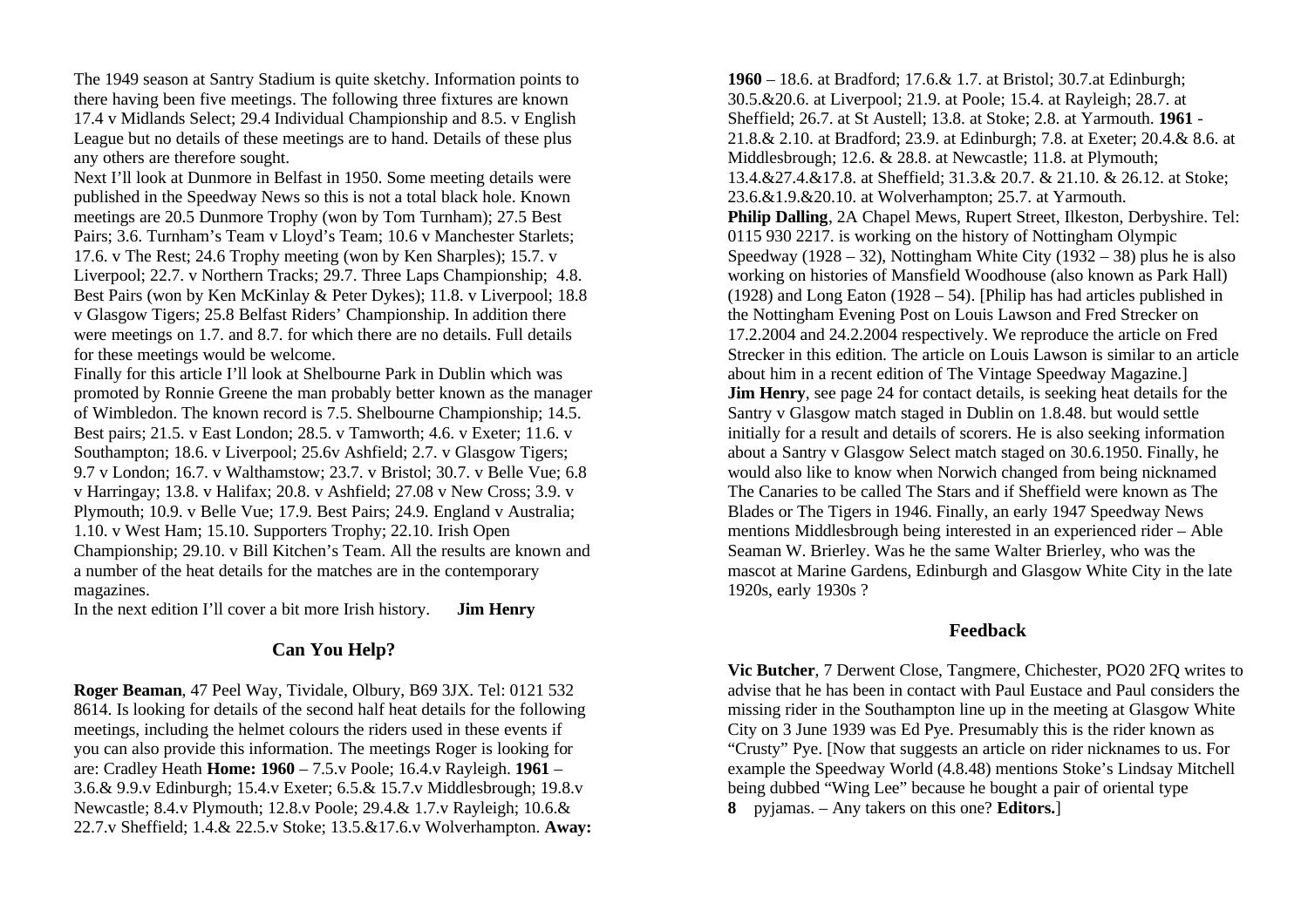The 1949 season at Santry Stadium is quite sketchy. Information points to there having been five meetings. The following three fixtures are known 17.4 v Midlands Select; 29.4 Individual Championship and 8.5. v English League but no details of these meetings are to hand. Details of these plus any others are therefore sought.

Next I'll look at Dunmore in Belfast in 1950. Some meeting details were published in the Speedway News so this is not a total black hole. Known meetings are 20.5 Dunmore Trophy (won by Tom Turnham); 27.5 Best Pairs; 3.6. Turnham's Team v Lloyd's Team; 10.6 v Manchester Starlets; 17.6. v The Rest; 24.6 Trophy meeting (won by Ken Sharples); 15.7. v Liverpool; 22.7. v Northern Tracks; 29.7. Three Laps Championship; 4.8. Best Pairs (won by Ken McKinlay & Peter Dykes); 11.8. v Liverpool; 18.8 v Glasgow Tigers; 25.8 Belfast Riders' Championship. In addition there were meetings on 1.7. and 8.7. for which there are no details. Full details for these meetings would be welcome.

Finally for this article I'll look at Shelbourne Park in Dublin which was promoted by Ronnie Greene the man probably better known as the manager of Wimbledon. The known record is 7.5. Shelbourne Championship; 14.5. Best pairs; 21.5. v East London; 28.5. v Tamworth; 4.6. v Exeter; 11.6. v Southampton; 18.6. v Liverpool; 25.6v Ashfield; 2.7. v Glasgow Tigers; 9.7 v London; 16.7. v Walthamstow; 23.7. v Bristol; 30.7. v Belle Vue; 6.8 v Harringay; 13.8. v Halifax; 20.8. v Ashfield; 27.08 v New Cross; 3.9. v Plymouth; 10.9. v Belle Vue; 17.9. Best Pairs; 24.9. England v Australia; 1.10. v West Ham; 15.10. Supporters Trophy; 22.10. Irish Open Championship; 29.10. v Bill Kitchen's Team. All the results are known and a number of the heat details for the matches are in the contemporary magazines.

In the next edition I'll cover a bit more Irish history. **Jim Henry**

## Can You Help?

**Roger Beaman**, 47 Peel Way, Tividale, Olbury, B69 3JX. Tel: 0121 532 8614. Is looking for details of the second half heat details for the following meetings, including the helmet colours the riders used in these events if you can also provide this information. The meetings Roger is looking for are: Cradley Heath **Home: 1960** – 7.5.v Poole; 16.4.v Rayleigh. **1961** – 3.6.& 9.9.v Edinburgh; 15.4.v Exeter; 6.5.& 15.7.v Middlesbrough; 19.8.v Newcastle; 8.4.v Plymouth; 12.8.v Poole; 29.4.& 1.7.v Rayleigh; 10.6.& 22.7.v Sheffield; 1.4.& 22.5.v Stoke; 13.5.&17.6.v Wolverhampton. **Away: 1960** – 18.6. at Bradford; 17.6.& 1.7. at Bristol; 30.7.at Edinburgh; 30.5.&20.6. at Liverpool; 21.9. at Poole; 15.4. at Rayleigh; 28.7. at Sheffield; 26.7. at St Austell; 13.8. at Stoke; 2.8. at Yarmouth. **1961** - 21.8.& 2.10. at Bradford; 23.9. at Edinburgh; 7.8. at Exeter; 20.4.& 8.6. at Middlesbrough; 12.6. & 28.8. at Newcastle; 11.8. at Plymouth; 13.4.&27.4.&17.8. at Sheffield; 31.3.& 20.7. & 21.10. & 26.12. at Stoke; 23.6.&1.9.&20.10. at Wolverhampton; 25.7. at Yarmouth.

**Philip Dalling**, 2A Chapel Mews, Rupert Street, Ilkeston, Derbyshire. Tel: 0115 930 2217. is working on the history of Nottingham Olympic Speedway (1928 – 32), Nottingham White City (1932 – 38) plus he is also working on histories of Mansfield Woodhouse (also known as Park Hall) (1928) and Long Eaton (1928 – 54). [Philip has had articles published in the Nottingham Evening Post on Louis Lawson and Fred Strecker on 17.2.2004 and 24.2.2004 respectively. We reproduce the article on Fred Strecker in this edition. The article on Louis Lawson is similar to an article about him in a recent edition of The Vintage Speedway Magazine.]

**Jim Henry**, see page 24 for contact details, is seeking heat details for the Santry v Glasgow match staged in Dublin on 1.8.48. but would settle initially for a result and details of scorers. He is also seeking information about a Santry v Glasgow Select match staged on 30.6.1950. Finally, he would also like to know when Norwich changed from being nicknamed The Canaries to be called The Stars and if Sheffield were known as The Blades or The Tigers in 1946. Finally, an early 1947 Speedway News mentions Middlesbrough being interested in an experienced rider – Able Seaman W. Brierley. Was he the same Walter Brierley, who was the mascot at Marine Gardens, Edinburgh and Glasgow White City in the late 1920s, early 1930s ?

## Feedback

**Vic Butcher**, 7 Derwent Close, Tangmere, Chichester, PO20 2FQ writes to advise that he has been in contact with Paul Eustace and Paul considers the missing rider in the Southampton line up in the meeting at Glasgow White City on 3 June 1939 was Ed Pye. Presumably this is the rider known as "Crusty" Pye. [Now that suggests an article on rider nicknames to us. For example the Speedway World (4.8.48) mentions Stoke's Lindsay Mitchell being dubbed "Wing Lee" because he bought a pair of oriental type pyjamas. – Any takers on this one? **Editors.**]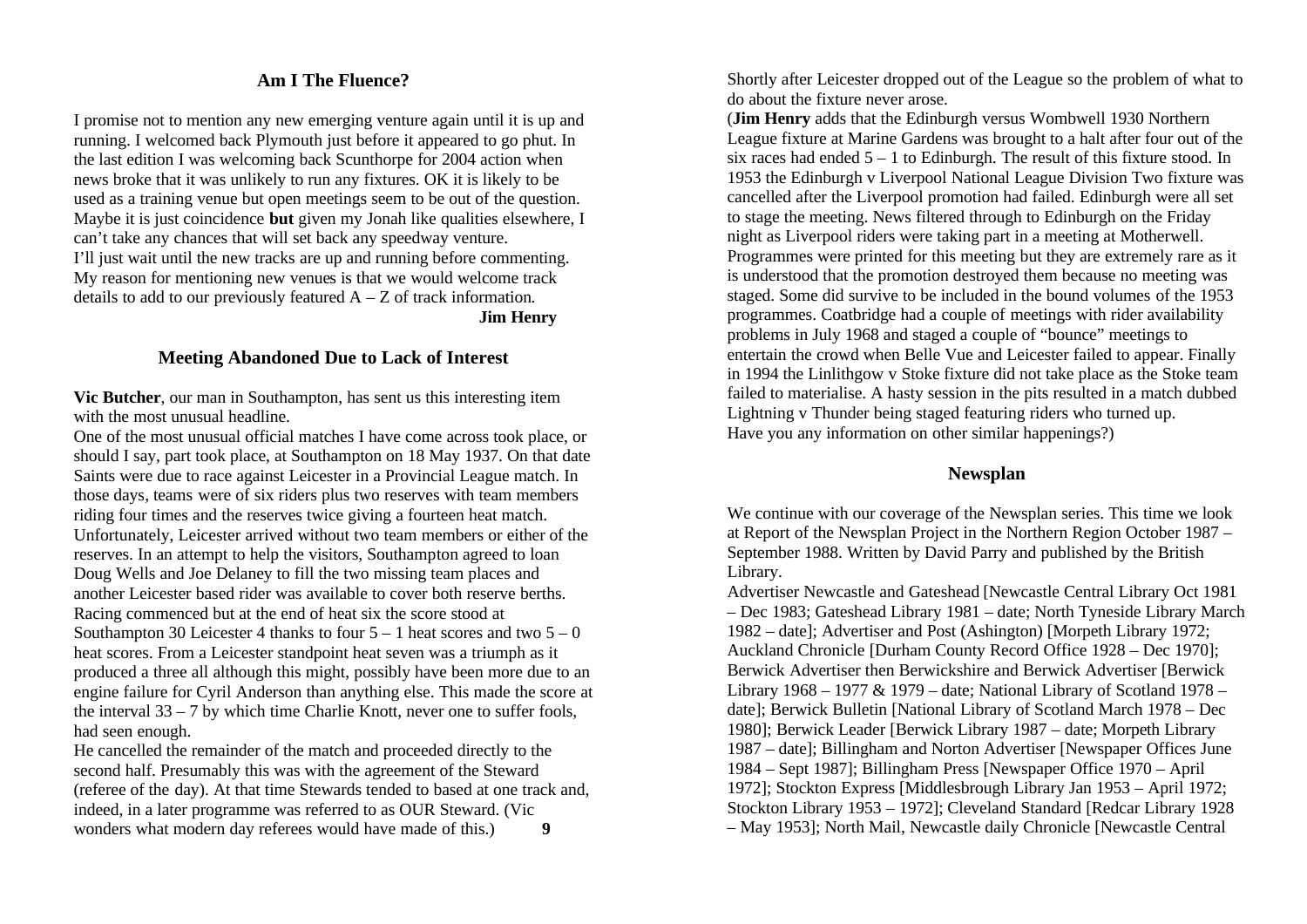## Am I The Fluence?

I promise not to mention any new emerging venture again until it is up and running. I welcomed back Plymouth just before it appeared to go phut. In the last edition I was welcoming back Scunthorpe for 2004 action when news broke that it was unlikely to run any fixtures. OK it is likely to be used as a training venue but open meetings seem to be out of the question. Maybe it is just coincidence **but** given my Jonah like qualities elsewhere, I can't take any chances that will set back any speedway venture.
I'll just wait until the new tracks are up and running before commenting. My reason for mentioning new venues is that we would welcome track details to add to our previously featured A – Z of track information.

**Jim Henry**

## Meeting Abandoned Due to Lack of Interest

**Vic Butcher**, our man in Southampton, has sent us this interesting item with the most unusual headline.
One of the most unusual official matches I have come across took place, or should I say, part took place, at Southampton on 18 May 1937. On that date Saints were due to race against Leicester in a Provincial League match. In those days, teams were of six riders plus two reserves with team members riding four times and the reserves twice giving a fourteen heat match. Unfortunately, Leicester arrived without two team members or either of the reserves. In an attempt to help the visitors, Southampton agreed to loan Doug Wells and Joe Delaney to fill the two missing team places and another Leicester based rider was available to cover both reserve berths. Racing commenced but at the end of heat six the score stood at Southampton 30 Leicester 4 thanks to four 5 – 1 heat scores and two 5 – 0 heat scores. From a Leicester standpoint heat seven was a triumph as it produced a three all although this might, possibly have been more due to an engine failure for Cyril Anderson than anything else. This made the score at the interval 33 – 7 by which time Charlie Knott, never one to suffer fools, had seen enough.
He cancelled the remainder of the match and proceeded directly to the second half. Presumably this was with the agreement of the Steward (referee of the day). At that time Stewards tended to based at one track and, indeed, in a later programme was referred to as OUR Steward. (Vic wonders what modern day referees would have made of this.)

Shortly after Leicester dropped out of the League so the problem of what to do about the fixture never arose.
(**Jim Henry** adds that the Edinburgh versus Wombwell 1930 Northern League fixture at Marine Gardens was brought to a halt after four out of the six races had ended 5 – 1 to Edinburgh. The result of this fixture stood. In 1953 the Edinburgh v Liverpool National League Division Two fixture was cancelled after the Liverpool promotion had failed. Edinburgh were all set to stage the meeting. News filtered through to Edinburgh on the Friday night as Liverpool riders were taking part in a meeting at Motherwell. Programmes were printed for this meeting but they are extremely rare as it is understood that the promotion destroyed them because no meeting was staged. Some did survive to be included in the bound volumes of the 1953 programmes. Coatbridge had a couple of meetings with rider availability problems in July 1968 and staged a couple of "bounce" meetings to entertain the crowd when Belle Vue and Leicester failed to appear. Finally in 1994 the Linlithgow v Stoke fixture did not take place as the Stoke team failed to materialise. A hasty session in the pits resulted in a match dubbed Lightning v Thunder being staged featuring riders who turned up.
Have you any information on other similar happenings?)

## Newsplan

We continue with our coverage of the Newsplan series. This time we look at Report of the Newsplan Project in the Northern Region October 1987 – September 1988. Written by David Parry and published by the British Library.
Advertiser Newcastle and Gateshead [Newcastle Central Library Oct 1981 – Dec 1983; Gateshead Library 1981 – date; North Tyneside Library March 1982 – date]; Advertiser and Post (Ashington) [Morpeth Library 1972; Auckland Chronicle [Durham County Record Office 1928 – Dec 1970]; Berwick Advertiser then Berwickshire and Berwick Advertiser [Berwick Library 1968 – 1977 & 1979 – date; National Library of Scotland 1978 – date]; Berwick Bulletin [National Library of Scotland March 1978 – Dec 1980]; Berwick Leader [Berwick Library 1987 – date; Morpeth Library 1987 – date]; Billingham and Norton Advertiser [Newspaper Offices June 1984 – Sept 1987]; Billingham Press [Newspaper Office 1970 – April 1972]; Stockton Express [Middlesbrough Library Jan 1953 – April 1972; Stockton Library 1953 – 1972]; Cleveland Standard [Redcar Library 1928 – May 1953]; North Mail, Newcastle daily Chronicle [Newcastle Central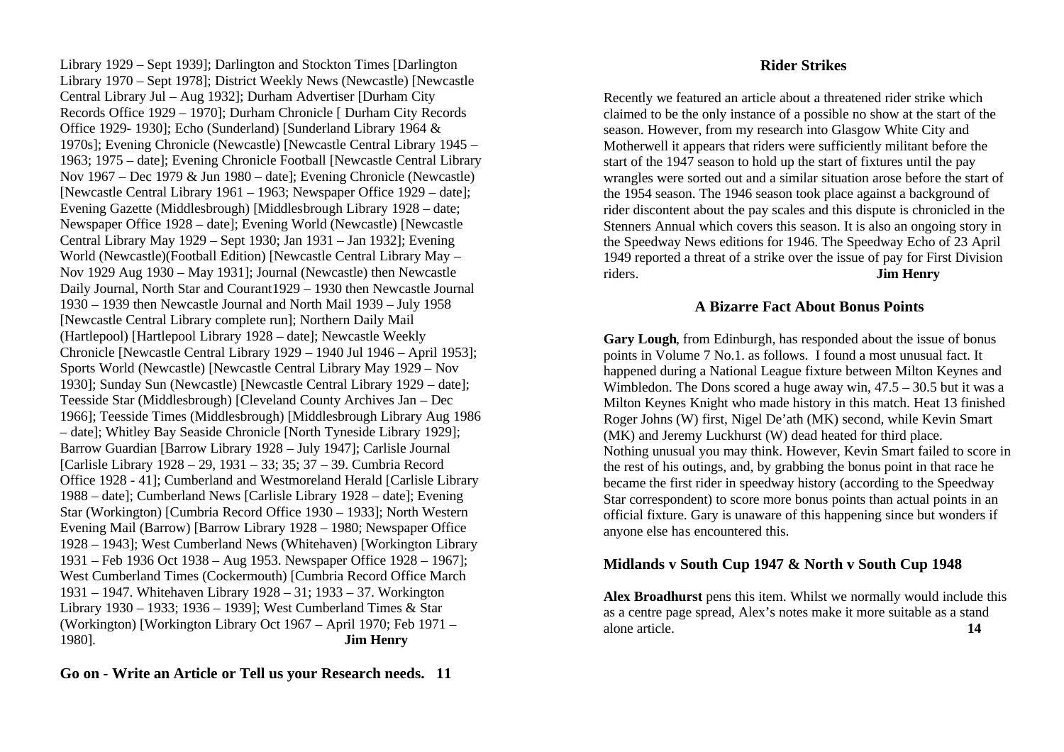Library 1929 – Sept 1939]; Darlington and Stockton Times [Darlington Library 1970 – Sept 1978]; District Weekly News (Newcastle) [Newcastle Central Library Jul – Aug 1932]; Durham Advertiser [Durham City Records Office 1929 – 1970]; Durham Chronicle [ Durham City Records Office 1929- 1930]; Echo (Sunderland) [Sunderland Library 1964 & 1970s]; Evening Chronicle (Newcastle) [Newcastle Central Library 1945 – 1963; 1975 – date]; Evening Chronicle Football [Newcastle Central Library Nov 1967 – Dec 1979 & Jun 1980 – date]; Evening Chronicle (Newcastle) [Newcastle Central Library 1961 – 1963; Newspaper Office 1929 – date]; Evening Gazette (Middlesbrough) [Middlesbrough Library 1928 – date; Newspaper Office 1928 – date]; Evening World (Newcastle) [Newcastle Central Library May 1929 – Sept 1930; Jan 1931 – Jan 1932]; Evening World (Newcastle)(Football Edition) [Newcastle Central Library May – Nov 1929 Aug 1930 – May 1931]; Journal (Newcastle) then Newcastle Daily Journal, North Star and Courant1929 – 1930 then Newcastle Journal 1930 – 1939 then Newcastle Journal and North Mail 1939 – July 1958 [Newcastle Central Library complete run]; Northern Daily Mail (Hartlepool) [Hartlepool Library 1928 – date]; Newcastle Weekly Chronicle [Newcastle Central Library 1929 – 1940 Jul 1946 – April 1953]; Sports World (Newcastle) [Newcastle Central Library May 1929 – Nov 1930]; Sunday Sun (Newcastle) [Newcastle Central Library 1929 – date]; Teesside Star (Middlesbrough) [Cleveland County Archives Jan – Dec 1966]; Teesside Times (Middlesbrough) [Middlesbrough Library Aug 1986 – date]; Whitley Bay Seaside Chronicle [North Tyneside Library 1929]; Barrow Guardian [Barrow Library 1928 – July 1947]; Carlisle Journal [Carlisle Library 1928 – 29, 1931 – 33; 35; 37 – 39. Cumbria Record Office 1928 - 41]; Cumberland and Westmoreland Herald [Carlisle Library 1988 – date]; Cumberland News [Carlisle Library 1928 – date]; Evening Star (Workington) [Cumbria Record Office 1930 – 1933]; North Western Evening Mail (Barrow) [Barrow Library 1928 – 1980; Newspaper Office 1928 – 1943]; West Cumberland News (Whitehaven) [Workington Library 1931 – Feb 1936 Oct 1938 – Aug 1953. Newspaper Office 1928 – 1967]; West Cumberland Times (Cockermouth) [Cumbria Record Office March 1931 – 1947. Whitehaven Library 1928 – 31; 1933 – 37. Workington Library 1930 – 1933; 1936 – 1939]; West Cumberland Times & Star (Workington) [Workington Library Oct 1967 – April 1970; Feb 1971 – 1980]. **Jim Henry**

**Go on - Write an Article or Tell us your Research needs.**

## Rider Strikes

Recently we featured an article about a threatened rider strike which claimed to be the only instance of a possible no show at the start of the season. However, from my research into Glasgow White City and Motherwell it appears that riders were sufficiently militant before the start of the 1947 season to hold up the start of fixtures until the pay wrangles were sorted out and a similar situation arose before the start of the 1954 season. The 1946 season took place against a background of rider discontent about the pay scales and this dispute is chronicled in the Stenners Annual which covers this season. It is also an ongoing story in the Speedway News editions for 1946. The Speedway Echo of 23 April 1949 reported a threat of a strike over the issue of pay for First Division riders. **Jim Henry**

## A Bizarre Fact About Bonus Points

**Gary Lough**, from Edinburgh, has responded about the issue of bonus points in Volume 7 No.1. as follows. I found a most unusual fact. It happened during a National League fixture between Milton Keynes and Wimbledon. The Dons scored a huge away win, 47.5 – 30.5 but it was a Milton Keynes Knight who made history in this match. Heat 13 finished Roger Johns (W) first, Nigel De'ath (MK) second, while Kevin Smart (MK) and Jeremy Luckhurst (W) dead heated for third place.
Nothing unusual you may think. However, Kevin Smart failed to score in the rest of his outings, and, by grabbing the bonus point in that race he became the first rider in speedway history (according to the Speedway Star correspondent) to score more bonus points than actual points in an official fixture. Gary is unaware of this happening since but wonders if anyone else has encountered this.

## Midlands v South Cup 1947 & North v South Cup 1948

**Alex Broadhurst** pens this item. Whilst we normally would include this as a centre page spread, Alex's notes make it more suitable as a stand alone article.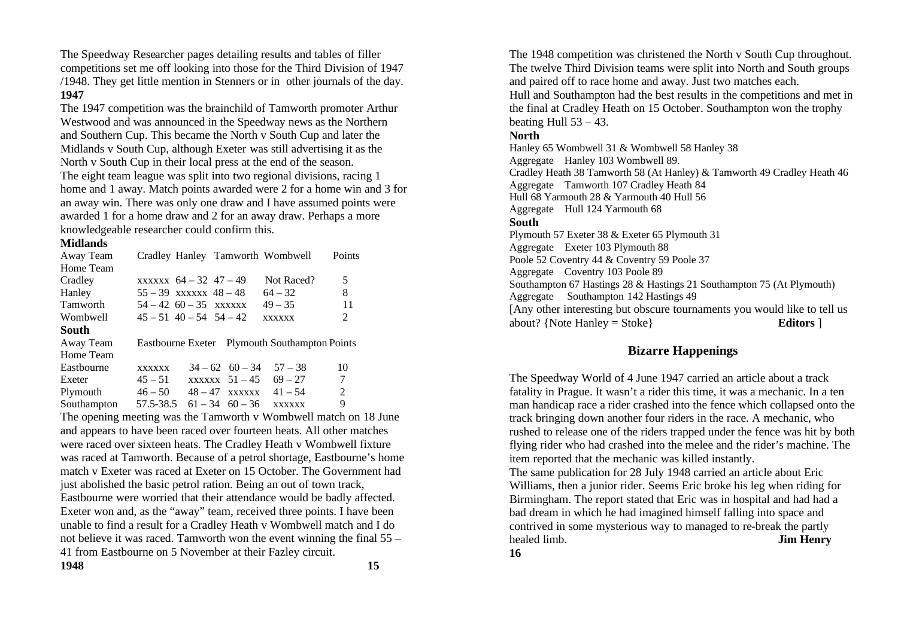The Speedway Researcher pages detailing results and tables of filler competitions set me off looking into those for the Third Division of 1947 /1948. They get little mention in Stenners or in other journals of the day.

**1947**

The 1947 competition was the brainchild of Tamworth promoter Arthur Westwood and was announced in the Speedway news as the Northern and Southern Cup. This became the North v South Cup and later the Midlands v South Cup, although Exeter was still advertising it as the North v South Cup in their local press at the end of the season.

The eight team league was split into two regional divisions, racing 1 home and 1 away. Match points awarded were 2 for a home win and 3 for an away win. There was only one draw and I have assumed points were awarded 1 for a home draw and 2 for an away draw. Perhaps a more knowledgeable researcher could confirm this.

**Midlands**

| Away Team / Home Team | Cradley | Hanley | Tamworth | Wombwell | Points |
|---|---|---|---|---|---|
| Cradley | xxxxxx | 64 – 32 | 47 – 49 | Not Raced? | 5 |
| Hanley | 55 – 39 | xxxxxx | 48 – 48 | 64 – 32 | 8 |
| Tamworth | 54 – 42 | 60 – 35 | xxxxxx | 49 – 35 | 11 |
| Wombwell | 45 – 51 | 40 – 54 | 54 – 42 | xxxxxx | 2 |

**South**

| Away Team / Home Team | Eastbourne | Exeter | Plymouth | Southampton | Points |
|---|---|---|---|---|---|
| Eastbourne | xxxxxx | 34 – 62 | 60 – 34 | 57 – 38 | 10 |
| Exeter | 45 – 51 | xxxxxx | 51 – 45 | 69 – 27 | 7 |
| Plymouth | 46 – 50 | 48 – 47 | xxxxxx | 41 – 54 | 2 |
| Southampton | 57.5-38.5 | 61 – 34 | 60 – 36 | xxxxxx | 9 |

The opening meeting was the Tamworth v Wombwell match on 18 June and appears to have been raced over fourteen heats. All other matches were raced over sixteen heats. The Cradley Heath v Wombwell fixture was raced at Tamworth. Because of a petrol shortage, Eastbourne's home match v Exeter was raced at Exeter on 15 October. The Government had just abolished the basic petrol ration. Being an out of town track, Eastbourne were worried that their attendance would be badly affected. Exeter won and, as the "away" team, received three points. I have been unable to find a result for a Cradley Heath v Wombwell match and I do not believe it was raced. Tamworth won the event winning the final 55 – 41 from Eastbourne on 5 November at their Fazley circuit.

**1948**

The 1948 competition was christened the North v South Cup throughout. The twelve Third Division teams were split into North and South groups and paired off to race home and away. Just two matches each.

Hull and Southampton had the best results in the competitions and met in the final at Cradley Heath on 15 October. Southampton won the trophy beating Hull 53 – 43.

**North**

Hanley 65 Wombwell 31 & Wombwell 58 Hanley 38
Aggregate Hanley 103 Wombwell 89.
Cradley Heath 38 Tamworth 58 (At Hanley) & Tamworth 49 Cradley Heath 46
Aggregate Tamworth 107 Cradley Heath 84
Hull 68 Yarmouth 28 & Yarmouth 40 Hull 56
Aggregate Hull 124 Yarmouth 68

**South**

Plymouth 57 Exeter 38 & Exeter 65 Plymouth 31
Aggregate Exeter 103 Plymouth 88
Poole 52 Coventry 44 & Coventry 59 Poole 37
Aggregate Coventry 103 Poole 89
Southampton 67 Hastings 28 & Hastings 21 Southampton 75 (At Plymouth)
Aggregate Southampton 142 Hastings 49

[Any other interesting but obscure tournaments you would like to tell us about? {Note Hanley = Stoke} **Editors** ]

## Bizarre Happenings

The Speedway World of 4 June 1947 carried an article about a track fatality in Prague. It wasn't a rider this time, it was a mechanic. In a ten man handicap race a rider crashed into the fence which collapsed onto the track bringing down another four riders in the race. A mechanic, who rushed to release one of the riders trapped under the fence was hit by both flying rider who had crashed into the melee and the rider's machine. The item reported that the mechanic was killed instantly.

The same publication for 28 July 1948 carried an article about Eric Williams, then a junior rider. Seems Eric broke his leg when riding for Birmingham. The report stated that Eric was in hospital and had had a bad dream in which he had imagined himself falling into space and contrived in some mysterious way to managed to re-break the partly healed limb. **Jim Henry**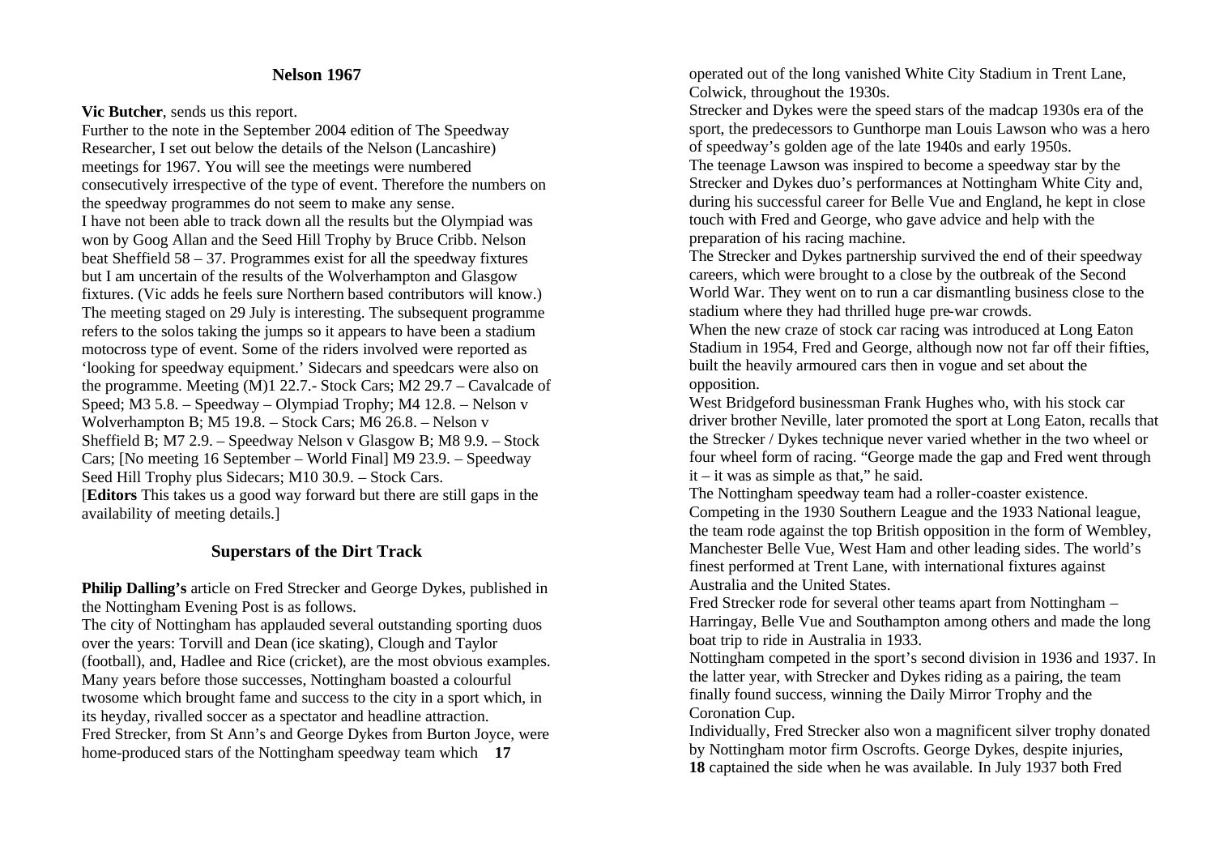## Nelson 1967

**Vic Butcher**, sends us this report.

Further to the note in the September 2004 edition of The Speedway Researcher, I set out below the details of the Nelson (Lancashire) meetings for 1967. You will see the meetings were numbered consecutively irrespective of the type of event. Therefore the numbers on the speedway programmes do not seem to make any sense.

I have not been able to track down all the results but the Olympiad was won by Goog Allan and the Seed Hill Trophy by Bruce Cribb. Nelson beat Sheffield 58 – 37. Programmes exist for all the speedway fixtures but I am uncertain of the results of the Wolverhampton and Glasgow fixtures. (Vic adds he feels sure Northern based contributors will know.)

The meeting staged on 29 July is interesting. The subsequent programme refers to the solos taking the jumps so it appears to have been a stadium motocross type of event. Some of the riders involved were reported as 'looking for speedway equipment.' Sidecars and speedcars were also on the programme. Meeting (M)1 22.7.- Stock Cars; M2 29.7 – Cavalcade of Speed; M3 5.8. – Speedway – Olympiad Trophy; M4 12.8. – Nelson v Wolverhampton B; M5 19.8. – Stock Cars; M6 26.8. – Nelson v Sheffield B; M7 2.9. – Speedway Nelson v Glasgow B; M8 9.9. – Stock Cars; [No meeting 16 September – World Final] M9 23.9. – Speedway Seed Hill Trophy plus Sidecars; M10 30.9. – Stock Cars.

[**Editors** This takes us a good way forward but there are still gaps in the availability of meeting details.]

## Superstars of the Dirt Track

**Philip Dalling's** article on Fred Strecker and George Dykes, published in the Nottingham Evening Post is as follows.

The city of Nottingham has applauded several outstanding sporting duos over the years: Torvill and Dean (ice skating), Clough and Taylor (football), and, Hadlee and Rice (cricket), are the most obvious examples. Many years before those successes, Nottingham boasted a colourful twosome which brought fame and success to the city in a sport which, in its heyday, rivalled soccer as a spectator and headline attraction.

Fred Strecker, from St Ann's and George Dykes from Burton Joyce, were home-produced stars of the Nottingham speedway team which operated out of the long vanished White City Stadium in Trent Lane, Colwick, throughout the 1930s.

Strecker and Dykes were the speed stars of the madcap 1930s era of the sport, the predecessors to Gunthorpe man Louis Lawson who was a hero of speedway's golden age of the late 1940s and early 1950s.

The teenage Lawson was inspired to become a speedway star by the Strecker and Dykes duo's performances at Nottingham White City and, during his successful career for Belle Vue and England, he kept in close touch with Fred and George, who gave advice and help with the preparation of his racing machine.

The Strecker and Dykes partnership survived the end of their speedway careers, which were brought to a close by the outbreak of the Second World War. They went on to run a car dismantling business close to the stadium where they had thrilled huge pre-war crowds.

When the new craze of stock car racing was introduced at Long Eaton Stadium in 1954, Fred and George, although now not far off their fifties, built the heavily armoured cars then in vogue and set about the opposition.

West Bridgeford businessman Frank Hughes who, with his stock car driver brother Neville, later promoted the sport at Long Eaton, recalls that the Strecker / Dykes technique never varied whether in the two wheel or four wheel form of racing. "George made the gap and Fred went through it – it was as simple as that," he said.

The Nottingham speedway team had a roller-coaster existence. Competing in the 1930 Southern League and the 1933 National league, the team rode against the top British opposition in the form of Wembley, Manchester Belle Vue, West Ham and other leading sides. The world's finest performed at Trent Lane, with international fixtures against Australia and the United States.

Fred Strecker rode for several other teams apart from Nottingham – Harringay, Belle Vue and Southampton among others and made the long boat trip to ride in Australia in 1933.

Nottingham competed in the sport's second division in 1936 and 1937. In the latter year, with Strecker and Dykes riding as a pairing, the team finally found success, winning the Daily Mirror Trophy and the Coronation Cup.

Individually, Fred Strecker also won a magnificent silver trophy donated by Nottingham motor firm Oscrofts. George Dykes, despite injuries, captained the side when he was available. In July 1937 both Fred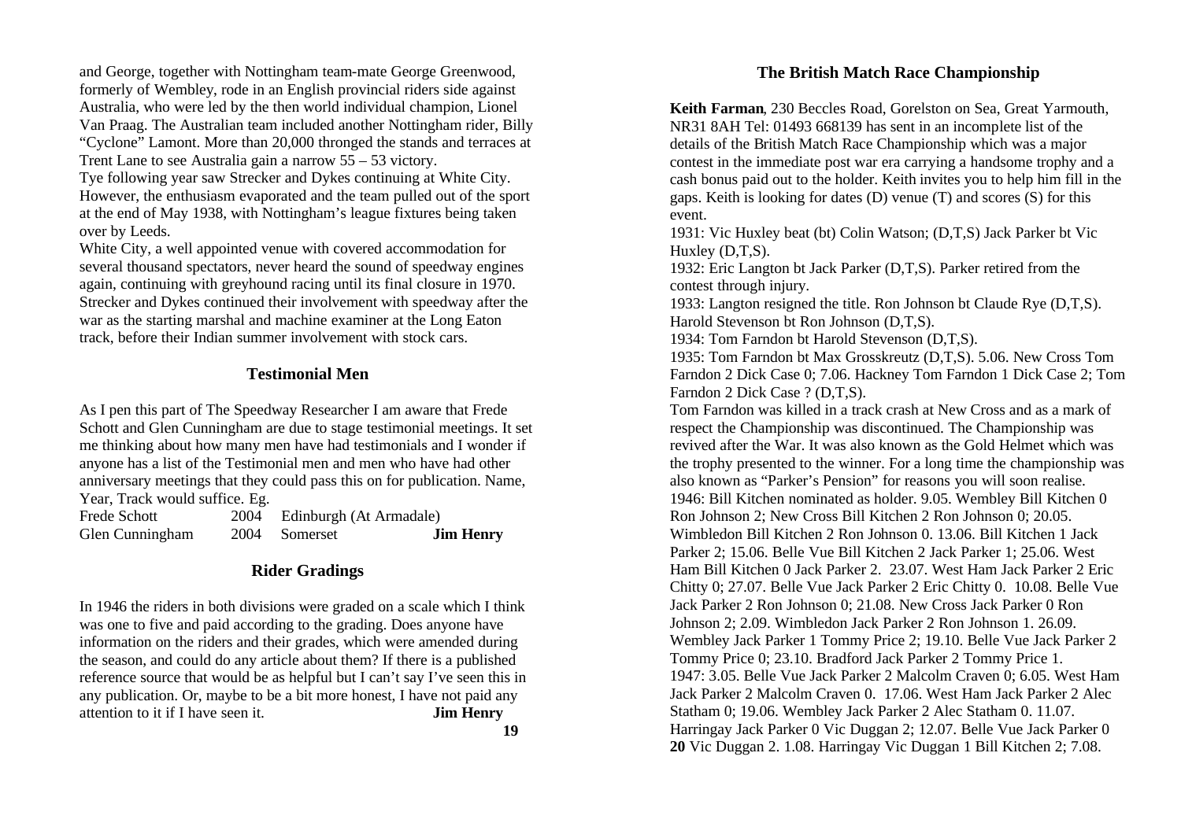and George, together with Nottingham team-mate George Greenwood, formerly of Wembley, rode in an English provincial riders side against Australia, who were led by the then world individual champion, Lionel Van Praag. The Australian team included another Nottingham rider, Billy "Cyclone" Lamont. More than 20,000 thronged the stands and terraces at Trent Lane to see Australia gain a narrow 55 – 53 victory.

Tye following year saw Strecker and Dykes continuing at White City. However, the enthusiasm evaporated and the team pulled out of the sport at the end of May 1938, with Nottingham's league fixtures being taken over by Leeds.

White City, a well appointed venue with covered accommodation for several thousand spectators, never heard the sound of speedway engines again, continuing with greyhound racing until its final closure in 1970. Strecker and Dykes continued their involvement with speedway after the war as the starting marshal and machine examiner at the Long Eaton track, before their Indian summer involvement with stock cars.

## Testimonial Men

As I pen this part of The Speedway Researcher I am aware that Frede Schott and Glen Cunningham are due to stage testimonial meetings. It set me thinking about how many men have had testimonials and I wonder if anyone has a list of the Testimonial men and men who have had other anniversary meetings that they could pass this on for publication. Name, Year, Track would suffice. Eg.

| | | |
|---|---|---|
| Frede Schott | 2004 | Edinburgh (At Armadale) |
| Glen Cunningham | 2004 | Somerset |

**Jim Henry**

## Rider Gradings

In 1946 the riders in both divisions were graded on a scale which I think was one to five and paid according to the grading. Does anyone have information on the riders and their grades, which were amended during the season, and could do any article about them? If there is a published reference source that would be as helpful but I can't say I've seen this in any publication. Or, maybe to be a bit more honest, I have not paid any attention to it if I have seen it. **Jim Henry**

## The British Match Race Championship

**Keith Farman**, 230 Beccles Road, Gorelston on Sea, Great Yarmouth, NR31 8AH Tel: 01493 668139 has sent in an incomplete list of the details of the British Match Race Championship which was a major contest in the immediate post war era carrying a handsome trophy and a cash bonus paid out to the holder. Keith invites you to help him fill in the gaps. Keith is looking for dates (D) venue (T) and scores (S) for this event.

1931: Vic Huxley beat (bt) Colin Watson; (D,T,S) Jack Parker bt Vic Huxley (D,T,S).

1932: Eric Langton bt Jack Parker (D,T,S). Parker retired from the contest through injury.

1933: Langton resigned the title. Ron Johnson bt Claude Rye (D,T,S). Harold Stevenson bt Ron Johnson (D,T,S).

1934: Tom Farndon bt Harold Stevenson (D,T,S).

1935: Tom Farndon bt Max Grosskreutz (D,T,S). 5.06. New Cross Tom Farndon 2 Dick Case 0; 7.06. Hackney Tom Farndon 1 Dick Case 2; Tom Farndon 2 Dick Case ? (D,T,S).

Tom Farndon was killed in a track crash at New Cross and as a mark of respect the Championship was discontinued. The Championship was revived after the War. It was also known as the Gold Helmet which was the trophy presented to the winner. For a long time the championship was also known as "Parker's Pension" for reasons you will soon realise.

1946: Bill Kitchen nominated as holder. 9.05. Wembley Bill Kitchen 0 Ron Johnson 2; New Cross Bill Kitchen 2 Ron Johnson 0; 20.05. Wimbledon Bill Kitchen 2 Ron Johnson 0. 13.06. Bill Kitchen 1 Jack Parker 2; 15.06. Belle Vue Bill Kitchen 2 Jack Parker 1; 25.06. West Ham Bill Kitchen 0 Jack Parker 2. 23.07. West Ham Jack Parker 2 Eric Chitty 0; 27.07. Belle Vue Jack Parker 2 Eric Chitty 0. 10.08. Belle Vue Jack Parker 2 Ron Johnson 0; 21.08. New Cross Jack Parker 0 Ron Johnson 2; 2.09. Wimbledon Jack Parker 2 Ron Johnson 1. 26.09. Wembley Jack Parker 1 Tommy Price 2; 19.10. Belle Vue Jack Parker 2 Tommy Price 0; 23.10. Bradford Jack Parker 2 Tommy Price 1.

1947: 3.05. Belle Vue Jack Parker 2 Malcolm Craven 0; 6.05. West Ham Jack Parker 2 Malcolm Craven 0. 17.06. West Ham Jack Parker 2 Alec Statham 0; 19.06. Wembley Jack Parker 2 Alec Statham 0. 11.07. Harringay Jack Parker 0 Vic Duggan 2; 12.07. Belle Vue Jack Parker 0 Vic Duggan 2. 1.08. Harringay Vic Duggan 1 Bill Kitchen 2; 7.08.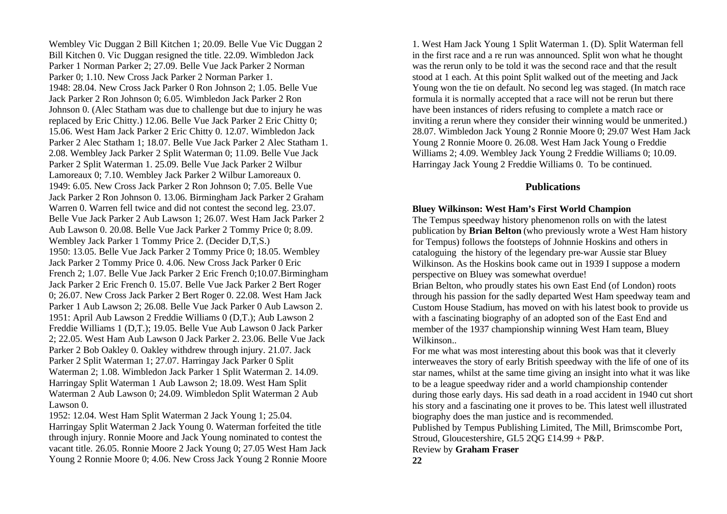Wembley Vic Duggan 2 Bill Kitchen 1; 20.09. Belle Vue Vic Duggan 2 Bill Kitchen 0. Vic Duggan resigned the title. 22.09. Wimbledon Jack Parker 1 Norman Parker 2; 27.09. Belle Vue Jack Parker 2 Norman Parker 0; 1.10. New Cross Jack Parker 2 Norman Parker 1.

1948: 28.04. New Cross Jack Parker 0 Ron Johnson 2; 1.05. Belle Vue Jack Parker 2 Ron Johnson 0; 6.05. Wimbledon Jack Parker 2 Ron Johnson 0. (Alec Statham was due to challenge but due to injury he was replaced by Eric Chitty.) 12.06. Belle Vue Jack Parker 2 Eric Chitty 0; 15.06. West Ham Jack Parker 2 Eric Chitty 0. 12.07. Wimbledon Jack Parker 2 Alec Statham 1; 18.07. Belle Vue Jack Parker 2 Alec Statham 1. 2.08. Wembley Jack Parker 2 Split Waterman 0; 11.09. Belle Vue Jack Parker 2 Split Waterman 1. 25.09. Belle Vue Jack Parker 2 Wilbur Lamoreaux 0; 7.10. Wembley Jack Parker 2 Wilbur Lamoreaux 0.

1949: 6.05. New Cross Jack Parker 2 Ron Johnson 0; 7.05. Belle Vue Jack Parker 2 Ron Johnson 0. 13.06. Birmingham Jack Parker 2 Graham Warren 0. Warren fell twice and did not contest the second leg. 23.07. Belle Vue Jack Parker 2 Aub Lawson 1; 26.07. West Ham Jack Parker 2 Aub Lawson 0. 20.08. Belle Vue Jack Parker 2 Tommy Price 0; 8.09. Wembley Jack Parker 1 Tommy Price 2. (Decider D,T,S.)

1950: 13.05. Belle Vue Jack Parker 2 Tommy Price 0; 18.05. Wembley Jack Parker 2 Tommy Price 0. 4.06. New Cross Jack Parker 0 Eric French 2; 1.07. Belle Vue Jack Parker 2 Eric French 0;10.07.Birmingham Jack Parker 2 Eric French 0. 15.07. Belle Vue Jack Parker 2 Bert Roger 0; 26.07. New Cross Jack Parker 2 Bert Roger 0. 22.08. West Ham Jack Parker 1 Aub Lawson 2; 26.08. Belle Vue Jack Parker 0 Aub Lawson 2.

1951: April Aub Lawson 2 Freddie Williams 0 (D,T.); Aub Lawson 2 Freddie Williams 1 (D,T.); 19.05. Belle Vue Aub Lawson 0 Jack Parker 2; 22.05. West Ham Aub Lawson 0 Jack Parker 2. 23.06. Belle Vue Jack Parker 2 Bob Oakley 0. Oakley withdrew through injury. 21.07. Jack Parker 2 Split Waterman 1; 27.07. Harringay Jack Parker 0 Split Waterman 2; 1.08. Wimbledon Jack Parker 1 Split Waterman 2. 14.09. Harringay Split Waterman 1 Aub Lawson 2; 18.09. West Ham Split Waterman 2 Aub Lawson 0; 24.09. Wimbledon Split Waterman 2 Aub Lawson 0.

1952: 12.04. West Ham Split Waterman 2 Jack Young 1; 25.04. Harringay Split Waterman 2 Jack Young 0. Waterman forfeited the title through injury. Ronnie Moore and Jack Young nominated to contest the vacant title. 26.05. Ronnie Moore 2 Jack Young 0; 27.05 West Ham Jack Young 2 Ronnie Moore 0; 4.06. New Cross Jack Young 2 Ronnie Moore 1. West Ham Jack Young 1 Split Waterman 1. (D). Split Waterman fell in the first race and a re run was announced. Split won what he thought was the rerun only to be told it was the second race and that the result stood at 1 each. At this point Split walked out of the meeting and Jack Young won the tie on default. No second leg was staged. (In match race formula it is normally accepted that a race will not be rerun but there have been instances of riders refusing to complete a match race or inviting a rerun where they consider their winning would be unmerited.) 28.07. Wimbledon Jack Young 2 Ronnie Moore 0; 29.07 West Ham Jack Young 2 Ronnie Moore 0. 26.08. West Ham Jack Young o Freddie Williams 2; 4.09. Wembley Jack Young 2 Freddie Williams 0; 10.09. Harringay Jack Young 2 Freddie Williams 0. To be continued.

## Publications

**Bluey Wilkinson: West Ham's First World Champion**

The Tempus speedway history phenomenon rolls on with the latest publication by **Brian Belton** (who previously wrote a West Ham history for Tempus) follows the footsteps of Johnnie Hoskins and others in cataloguing the history of the legendary pre-war Aussie star Bluey Wilkinson. As the Hoskins book came out in 1939 I suppose a modern perspective on Bluey was somewhat overdue!

Brian Belton, who proudly states his own East End (of London) roots through his passion for the sadly departed West Ham speedway team and Custom House Stadium, has moved on with his latest book to provide us with a fascinating biography of an adopted son of the East End and member of the 1937 championship winning West Ham team, Bluey Wilkinson..

For me what was most interesting about this book was that it cleverly interweaves the story of early British speedway with the life of one of its star names, whilst at the same time giving an insight into what it was like to be a league speedway rider and a world championship contender during those early days. His sad death in a road accident in 1940 cut short his story and a fascinating one it proves to be. This latest well illustrated biography does the man justice and is recommended.

Published by Tempus Publishing Limited, The Mill, Brimscombe Port, Stroud, Gloucestershire, GL5 2QG £14.99 + P&P.

Review by **Graham Fraser**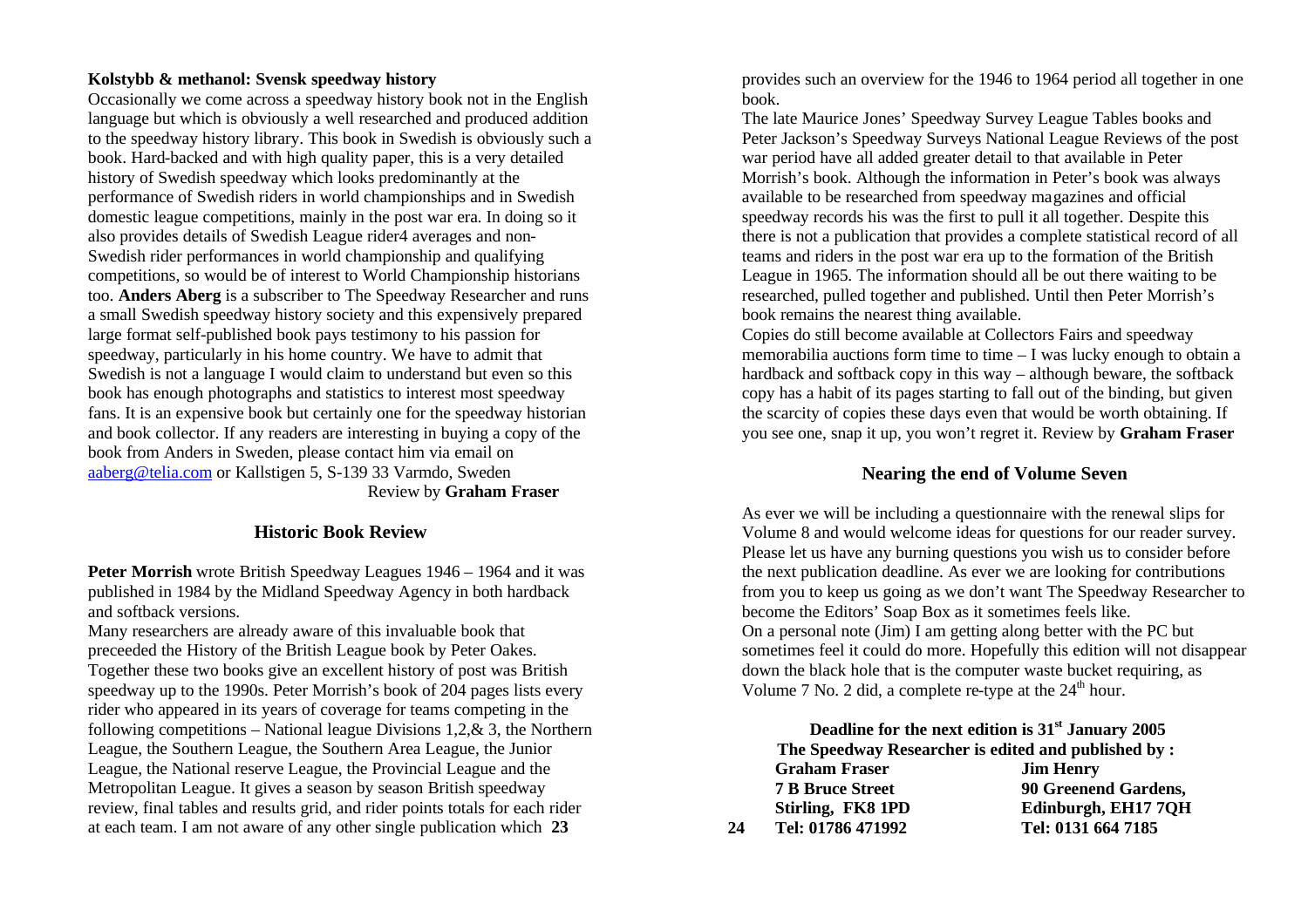**Kolstybb & methanol: Svensk speedway history**

Occasionally we come across a speedway history book not in the English language but which is obviously a well researched and produced addition to the speedway history library. This book in Swedish is obviously such a book. Hard-backed and with high quality paper, this is a very detailed history of Swedish speedway which looks predominantly at the performance of Swedish riders in world championships and in Swedish domestic league competitions, mainly in the post war era. In doing so it also provides details of Swedish League rider4 averages and non-Swedish rider performances in world championship and qualifying competitions, so would be of interest to World Championship historians too. **Anders Aberg** is a subscriber to The Speedway Researcher and runs a small Swedish speedway history society and this expensively prepared large format self-published book pays testimony to his passion for speedway, particularly in his home country. We have to admit that Swedish is not a language I would claim to understand but even so this book has enough photographs and statistics to interest most speedway fans. It is an expensive book but certainly one for the speedway historian and book collector. If any readers are interesting in buying a copy of the book from Anders in Sweden, please contact him via email on aaberg@telia.com or Kallstigen 5, S-139 33 Varmdo, Sweden

Review by **Graham Fraser**

## Historic Book Review

**Peter Morrish** wrote British Speedway Leagues 1946 – 1964 and it was published in 1984 by the Midland Speedway Agency in both hardback and softback versions.

Many researchers are already aware of this invaluable book that preceeded the History of the British League book by Peter Oakes. Together these two books give an excellent history of post was British speedway up to the 1990s. Peter Morrish's book of 204 pages lists every rider who appeared in its years of coverage for teams competing in the following competitions – National league Divisions 1,2,& 3, the Northern League, the Southern League, the Southern Area League, the Junior League, the National reserve League, the Provincial League and the Metropolitan League. It gives a season by season British speedway review, final tables and results grid, and rider points totals for each rider at each team. I am not aware of any other single publication which provides such an overview for the 1946 to 1964 period all together in one book.

The late Maurice Jones' Speedway Survey League Tables books and Peter Jackson's Speedway Surveys National League Reviews of the post war period have all added greater detail to that available in Peter Morrish's book. Although the information in Peter's book was always available to be researched from speedway magazines and official speedway records his was the first to pull it all together. Despite this there is not a publication that provides a complete statistical record of all teams and riders in the post war era up to the formation of the British League in 1965. The information should all be out there waiting to be researched, pulled together and published. Until then Peter Morrish's book remains the nearest thing available.

Copies do still become available at Collectors Fairs and speedway memorabilia auctions form time to time – I was lucky enough to obtain a hardback and softback copy in this way – although beware, the softback copy has a habit of its pages starting to fall out of the binding, but given the scarcity of copies these days even that would be worth obtaining. If you see one, snap it up, you won't regret it. Review by **Graham Fraser**

## Nearing the end of Volume Seven

As ever we will be including a questionnaire with the renewal slips for Volume 8 and would welcome ideas for questions for our reader survey. Please let us have any burning questions you wish us to consider before the next publication deadline. As ever we are looking for contributions from you to keep us going as we don't want The Speedway Researcher to become the Editors' Soap Box as it sometimes feels like.

On a personal note (Jim) I am getting along better with the PC but sometimes feel it could do more. Hopefully this edition will not disappear down the black hole that is the computer waste bucket requiring, as Volume 7 No. 2 did, a complete re-type at the 24th hour.

**Deadline for the next edition is 31st January 2005**

**The Speedway Researcher is edited and published by :**

| **Graham Fraser** | **Jim Henry** |
|---|---|
| **7 B Bruce Street** | **90 Greenend Gardens,** |
| **Stirling, FK8 1PD** | **Edinburgh, EH17 7QH** |
| **Tel: 01786 471992** | **Tel: 0131 664 7185** |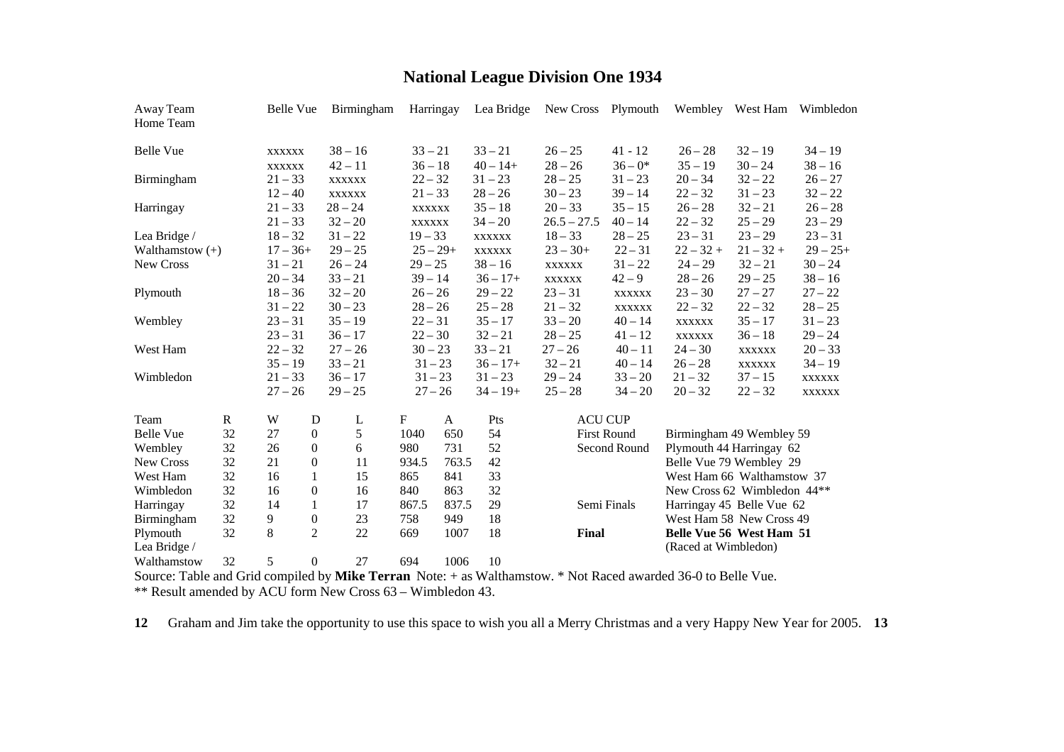# National League Division One 1934

| Away Team / Home Team | Belle Vue | Birmingham | Harringay | Lea Bridge | New Cross | Plymouth | Wembley | West Ham | Wimbledon |
|---|---|---|---|---|---|---|---|---|---|
| Belle Vue | xxxxxx | 38 – 16 | 33 – 21 | 33 – 21 | 26 – 25 | 41 - 12 | 26 – 28 | 32 – 19 | 34 – 19 |
| | xxxxxx | 42 – 11 | 36 – 18 | 40 – 14+ | 28 – 26 | 36 – 0* | 35 – 19 | 30 – 24 | 38 – 16 |
| Birmingham | 21 – 33 | xxxxxx | 22 – 32 | 31 – 23 | 28 – 25 | 31 – 23 | 20 – 34 | 32 – 22 | 26 – 27 |
| | 12 – 40 | xxxxxx | 21 – 33 | 28 – 26 | 30 – 23 | 39 – 14 | 22 – 32 | 31 – 23 | 32 – 22 |
| Harringay | 21 – 33 | 28 – 24 | xxxxxx | 35 – 18 | 20 – 33 | 35 – 15 | 26 – 28 | 32 – 21 | 26 – 28 |
| | 21 – 33 | 32 – 20 | xxxxxx | 34 – 20 | 26.5 – 27.5 | 40 – 14 | 22 – 32 | 25 – 29 | 23 – 29 |
| Lea Bridge / | 18 – 32 | 31 – 22 | 19 – 33 | xxxxxx | 18 – 33 | 28 – 25 | 23 – 31 | 23 – 29 | 23 – 31 |
| Walthamstow (+) | 17 – 36+ | 29 – 25 | 25 – 29+ | xxxxxx | 23 – 30+ | 22 – 31 | 22 – 32 + | 21 – 32 + | 29 – 25+ |
| New Cross | 31 – 21 | 26 – 24 | 29 – 25 | 38 – 16 | xxxxxx | 31 – 22 | 24 – 29 | 32 – 21 | 30 – 24 |
| | 20 – 34 | 33 – 21 | 39 – 14 | 36 – 17+ | xxxxxx | 42 – 9 | 28 – 26 | 29 – 25 | 38 – 16 |
| Plymouth | 18 – 36 | 32 – 20 | 26 – 26 | 29 – 22 | 23 – 31 | xxxxxx | 23 – 30 | 27 – 27 | 27 – 22 |
| | 31 – 22 | 30 – 23 | 28 – 26 | 25 – 28 | 21 – 32 | xxxxxx | 22 – 32 | 22 – 32 | 28 – 25 |
| Wembley | 23 – 31 | 35 – 19 | 22 – 31 | 35 – 17 | 33 – 20 | 40 – 14 | xxxxxx | 35 – 17 | 31 – 23 |
| | 23 – 31 | 36 – 17 | 22 – 30 | 32 – 21 | 28 – 25 | 41 – 12 | xxxxxx | 36 – 18 | 29 – 24 |
| West Ham | 22 – 32 | 27 – 26 | 30 – 23 | 33 – 21 | 27 – 26 | 40 – 11 | 24 – 30 | xxxxxx | 20 – 33 |
| | 35 – 19 | 33 – 21 | 31 – 23 | 36 – 17+ | 32 – 21 | 40 – 14 | 26 – 28 | xxxxxx | 34 – 19 |
| Wimbledon | 21 – 33 | 36 – 17 | 31 – 23 | 31 – 23 | 29 – 24 | 33 – 20 | 21 – 32 | 37 – 15 | xxxxxx |
| | 27 – 26 | 29 – 25 | 27 – 26 | 34 – 19+ | 25 – 28 | 34 – 20 | 20 – 32 | 22 – 32 | xxxxxx |

| Team | R | W | D | L | F | A | Pts |
|---|---|---|---|---|---|---|---|
| Belle Vue | 32 | 27 | 0 | 5 | 1040 | 650 | 54 |
| Wembley | 32 | 26 | 0 | 6 | 980 | 731 | 52 |
| New Cross | 32 | 21 | 0 | 11 | 934.5 | 763.5 | 42 |
| West Ham | 32 | 16 | 1 | 15 | 865 | 841 | 33 |
| Wimbledon | 32 | 16 | 0 | 16 | 840 | 863 | 32 |
| Harringay | 32 | 14 | 1 | 17 | 867.5 | 837.5 | 29 |
| Birmingham | 32 | 9 | 0 | 23 | 758 | 949 | 18 |
| Plymouth | 32 | 8 | 2 | 22 | 669 | 1007 | 18 |
| Lea Bridge / Walthamstow | 32 | 5 | 0 | 27 | 694 | 1006 | 10 |

**ACU CUP**

| | |
|---|---|
| First Round | Birmingham 49 Wembley 59 |
| Second Round | Plymouth 44 Harringay 62 |
| | Belle Vue 79 Wembley 29 |
| | West Ham 66 Walthamstow 37 |
| | New Cross 62 Wimbledon 44** |
| Semi Finals | Harringay 45 Belle Vue 62 |
| | West Ham 58 New Cross 49 |
| **Final** | **Belle Vue 56 West Ham 51** |
| | (Raced at Wimbledon) |

Source: Table and Grid compiled by **Mike Terran** Note: + as Walthamstow. * Not Raced awarded 36-0 to Belle Vue.

** Result amended by ACU form New Cross 63 – Wimbledon 43.

Graham and Jim take the opportunity to use this space to wish you all a Merry Christmas and a very Happy New Year for 2005.